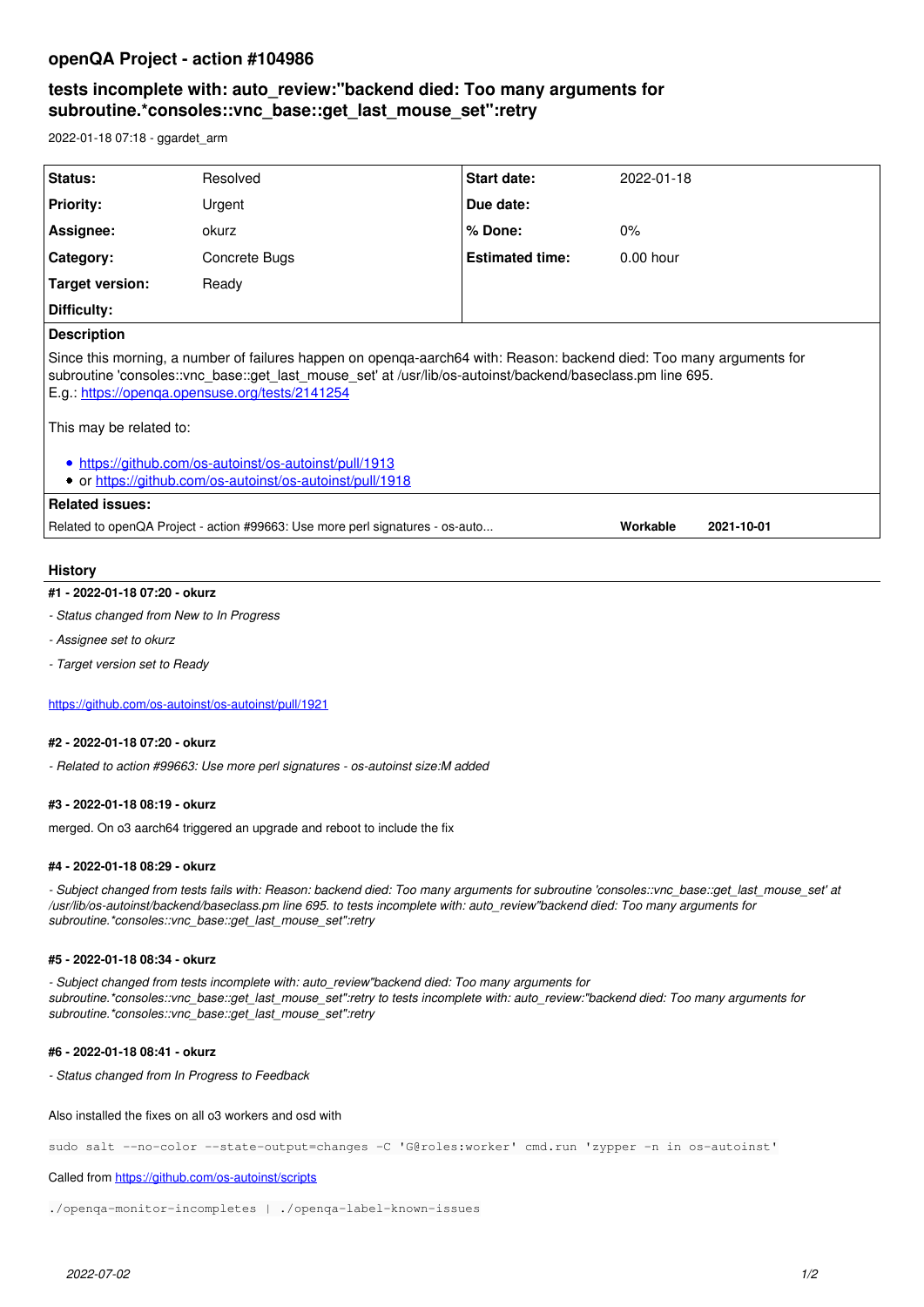# openQA Project - action #104986

## tests incomplete with: auto_review:"backend died: Too many arguments for subroutine.*consoles::vnc_base::get_last_mouse_set":retry

2022-01-18 07:18 - ggardet_arm

| Status: | Resolved | Start date: | 2022-01-18 |
|---|---|---|---|
| Priority: | Urgent | Due date: | |
| Assignee: | okurz | % Done: | 0% |
| Category: | Concrete Bugs | Estimated time: | 0.00 hour |
| Target version: | Ready | | |
| Difficulty: | | | |

**Description**

Since this morning, a number of failures happen on openqa-aarch64 with: Reason: backend died: Too many arguments for subroutine 'consoles::vnc_base::get_last_mouse_set' at /usr/lib/os-autoinst/backend/baseclass.pm line 695.
E.g.: https://openqa.opensuse.org/tests/2141254

This may be related to:

- https://github.com/os-autoinst/os-autoinst/pull/1913
- or https://github.com/os-autoinst/os-autoinst/pull/1918

**Related issues:**

| Related to openQA Project - action #99663: Use more perl signatures - os-auto... | Workable | 2021-10-01 |
|---|---|---|

## History

#### #1 - 2022-01-18 07:20 - okurz

- *Status changed from New to In Progress*
- *Assignee set to okurz*
- *Target version set to Ready*

https://github.com/os-autoinst/os-autoinst/pull/1921

#### #2 - 2022-01-18 07:20 - okurz

- *Related to action #99663: Use more perl signatures - os-autoinst size:M added*

#### #3 - 2022-01-18 08:19 - okurz

merged. On o3 aarch64 triggered an upgrade and reboot to include the fix

#### #4 - 2022-01-18 08:29 - okurz

- *Subject changed from tests fails with: Reason: backend died: Too many arguments for subroutine 'consoles::vnc_base::get_last_mouse_set' at /usr/lib/os-autoinst/backend/baseclass.pm line 695. to tests incomplete with: auto_review"backend died: Too many arguments for subroutine.*consoles::vnc_base::get_last_mouse_set":retry*

#### #5 - 2022-01-18 08:34 - okurz

- *Subject changed from tests incomplete with: auto_review"backend died: Too many arguments for subroutine.*consoles::vnc_base::get_last_mouse_set":retry to tests incomplete with: auto_review:"backend died: Too many arguments for subroutine.*consoles::vnc_base::get_last_mouse_set":retry*

#### #6 - 2022-01-18 08:41 - okurz

- *Status changed from In Progress to Feedback*

Also installed the fixes on all o3 workers and osd with

```
sudo salt --no-color --state-output=changes -C 'G@roles:worker' cmd.run 'zypper -n in os-autoinst'
```

Called from https://github.com/os-autoinst/scripts

```
./openqa-monitor-incompletes | ./openqa-label-known-issues
```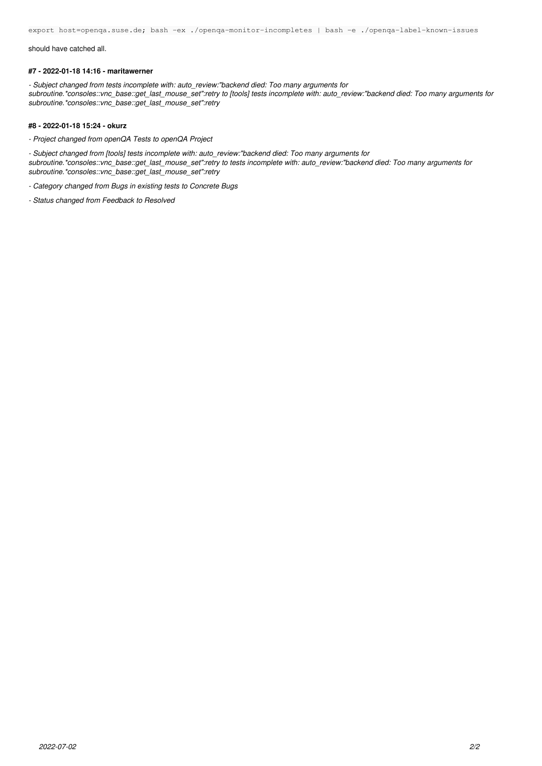```
export host=openqa.suse.de; bash -ex ./openqa-monitor-incompletes | bash -e ./openqa-label-known-issues
```

should have catched all.

#### #7 - 2022-01-18 14:16 - maritawerner

*- Subject changed from tests incomplete with: auto_review:"backend died: Too many arguments for subroutine.*consoles::vnc_base::get_last_mouse_set":retry to [tools] tests incomplete with: auto_review:"backend died: Too many arguments for subroutine.*consoles::vnc_base::get_last_mouse_set":retry*

#### #8 - 2022-01-18 15:24 - okurz

*- Project changed from openQA Tests to openQA Project*

*- Subject changed from [tools] tests incomplete with: auto_review:"backend died: Too many arguments for subroutine.*consoles::vnc_base::get_last_mouse_set":retry to tests incomplete with: auto_review:"backend died: Too many arguments for subroutine.*consoles::vnc_base::get_last_mouse_set":retry*

*- Category changed from Bugs in existing tests to Concrete Bugs*

*- Status changed from Feedback to Resolved*